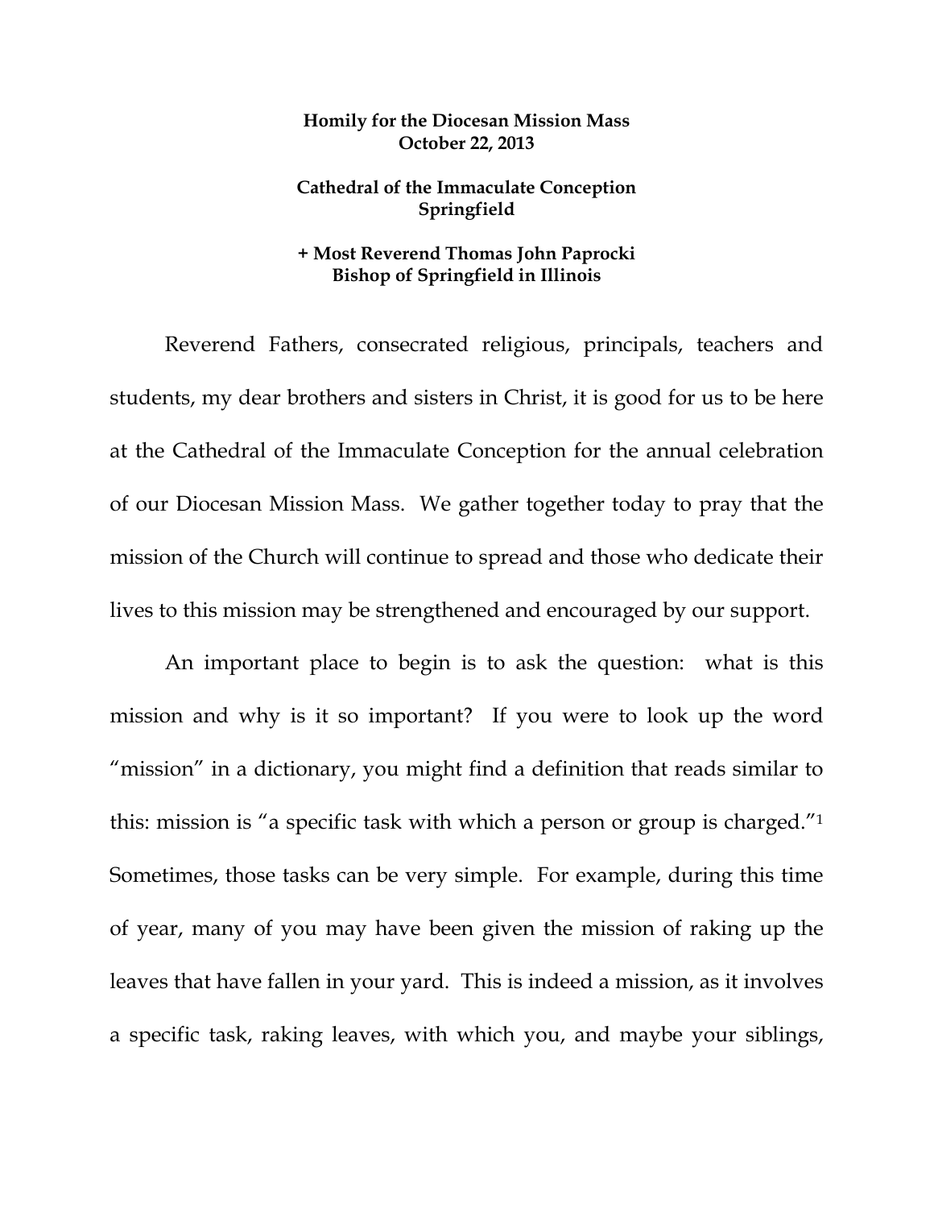**Homily for the Diocesan Mission Mass**
**October 22, 2013**

**Cathedral of the Immaculate Conception**
**Springfield**

**+ Most Reverend Thomas John Paprocki**
**Bishop of Springfield in Illinois**

Reverend Fathers, consecrated religious, principals, teachers and students, my dear brothers and sisters in Christ, it is good for us to be here at the Cathedral of the Immaculate Conception for the annual celebration of our Diocesan Mission Mass. We gather together today to pray that the mission of the Church will continue to spread and those who dedicate their lives to this mission may be strengthened and encouraged by our support.

An important place to begin is to ask the question: what is this mission and why is it so important? If you were to look up the word "mission" in a dictionary, you might find a definition that reads similar to this: mission is "a specific task with which a person or group is charged."[1] Sometimes, those tasks can be very simple. For example, during this time of year, many of you may have been given the mission of raking up the leaves that have fallen in your yard. This is indeed a mission, as it involves a specific task, raking leaves, with which you, and maybe your siblings,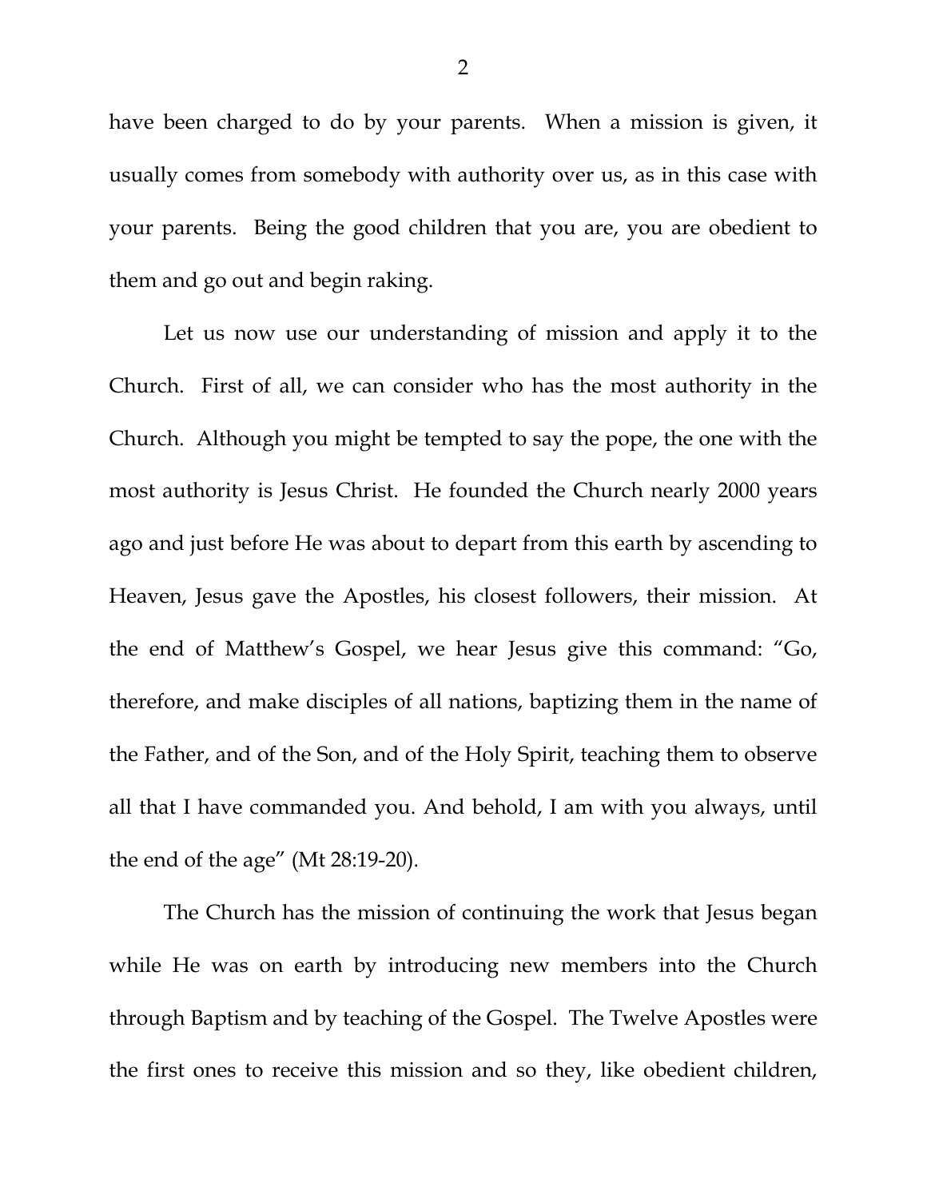have been charged to do by your parents. When a mission is given, it usually comes from somebody with authority over us, as in this case with your parents. Being the good children that you are, you are obedient to them and go out and begin raking.

Let us now use our understanding of mission and apply it to the Church. First of all, we can consider who has the most authority in the Church. Although you might be tempted to say the pope, the one with the most authority is Jesus Christ. He founded the Church nearly 2000 years ago and just before He was about to depart from this earth by ascending to Heaven, Jesus gave the Apostles, his closest followers, their mission. At the end of Matthew's Gospel, we hear Jesus give this command: "Go, therefore, and make disciples of all nations, baptizing them in the name of the Father, and of the Son, and of the Holy Spirit, teaching them to observe all that I have commanded you. And behold, I am with you always, until the end of the age" (Mt 28:19-20).

The Church has the mission of continuing the work that Jesus began while He was on earth by introducing new members into the Church through Baptism and by teaching of the Gospel. The Twelve Apostles were the first ones to receive this mission and so they, like obedient children,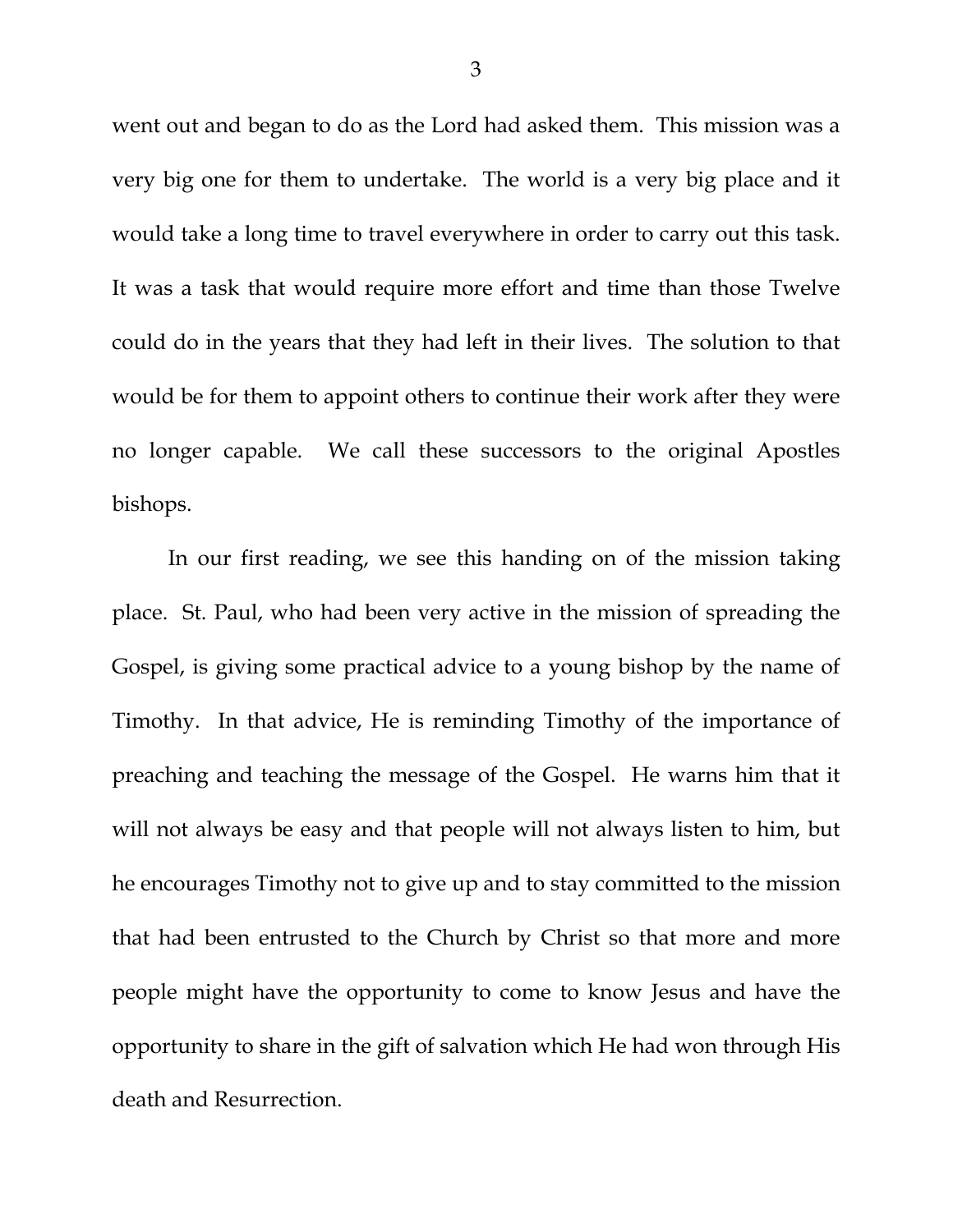went out and began to do as the Lord had asked them. This mission was a very big one for them to undertake. The world is a very big place and it would take a long time to travel everywhere in order to carry out this task. It was a task that would require more effort and time than those Twelve could do in the years that they had left in their lives. The solution to that would be for them to appoint others to continue their work after they were no longer capable. We call these successors to the original Apostles bishops.

In our first reading, we see this handing on of the mission taking place. St. Paul, who had been very active in the mission of spreading the Gospel, is giving some practical advice to a young bishop by the name of Timothy. In that advice, He is reminding Timothy of the importance of preaching and teaching the message of the Gospel. He warns him that it will not always be easy and that people will not always listen to him, but he encourages Timothy not to give up and to stay committed to the mission that had been entrusted to the Church by Christ so that more and more people might have the opportunity to come to know Jesus and have the opportunity to share in the gift of salvation which He had won through His death and Resurrection.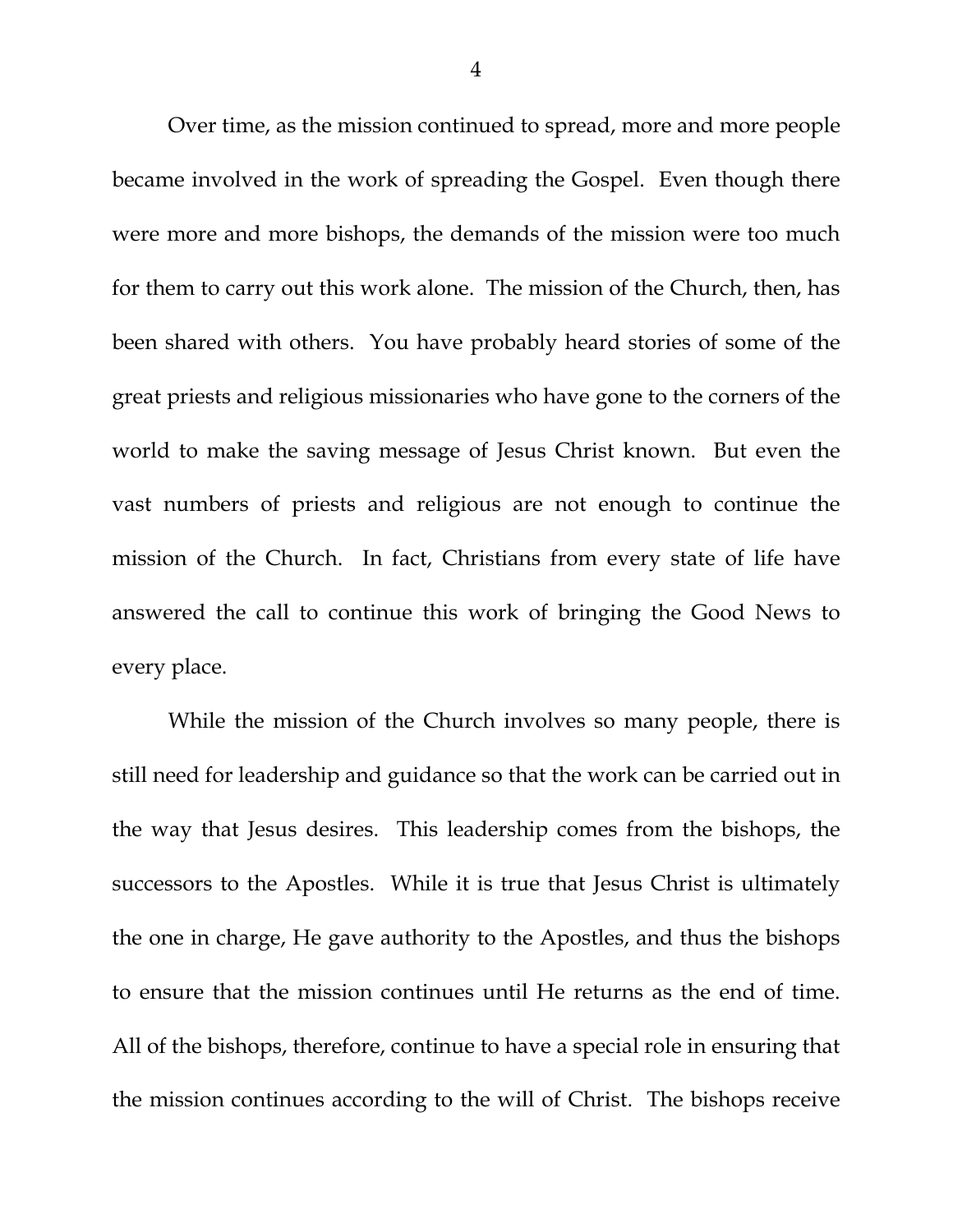Over time, as the mission continued to spread, more and more people became involved in the work of spreading the Gospel. Even though there were more and more bishops, the demands of the mission were too much for them to carry out this work alone. The mission of the Church, then, has been shared with others. You have probably heard stories of some of the great priests and religious missionaries who have gone to the corners of the world to make the saving message of Jesus Christ known. But even the vast numbers of priests and religious are not enough to continue the mission of the Church. In fact, Christians from every state of life have answered the call to continue this work of bringing the Good News to every place.

While the mission of the Church involves so many people, there is still need for leadership and guidance so that the work can be carried out in the way that Jesus desires. This leadership comes from the bishops, the successors to the Apostles. While it is true that Jesus Christ is ultimately the one in charge, He gave authority to the Apostles, and thus the bishops to ensure that the mission continues until He returns as the end of time. All of the bishops, therefore, continue to have a special role in ensuring that the mission continues according to the will of Christ. The bishops receive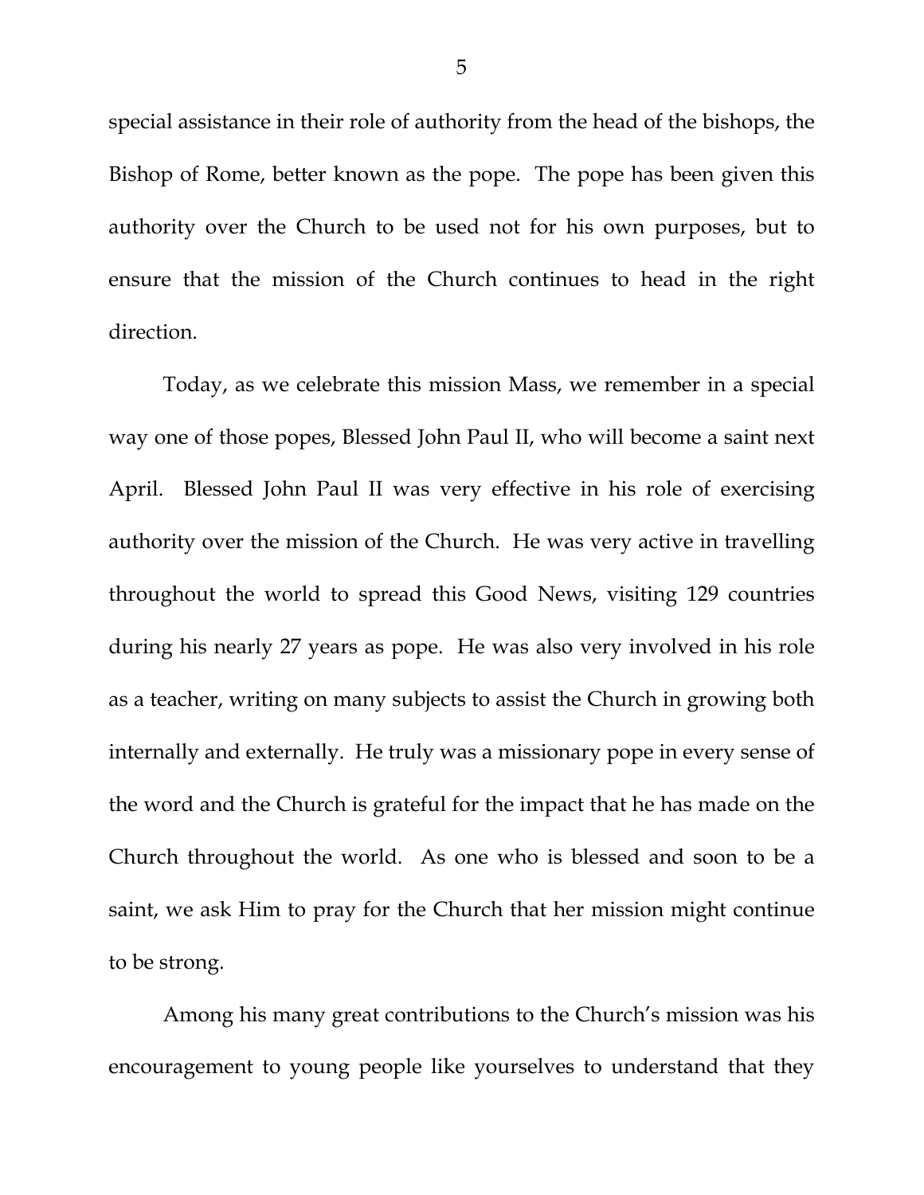special assistance in their role of authority from the head of the bishops, the Bishop of Rome, better known as the pope. The pope has been given this authority over the Church to be used not for his own purposes, but to ensure that the mission of the Church continues to head in the right direction.

Today, as we celebrate this mission Mass, we remember in a special way one of those popes, Blessed John Paul II, who will become a saint next April. Blessed John Paul II was very effective in his role of exercising authority over the mission of the Church. He was very active in travelling throughout the world to spread this Good News, visiting 129 countries during his nearly 27 years as pope. He was also very involved in his role as a teacher, writing on many subjects to assist the Church in growing both internally and externally. He truly was a missionary pope in every sense of the word and the Church is grateful for the impact that he has made on the Church throughout the world. As one who is blessed and soon to be a saint, we ask Him to pray for the Church that her mission might continue to be strong.

Among his many great contributions to the Church's mission was his encouragement to young people like yourselves to understand that they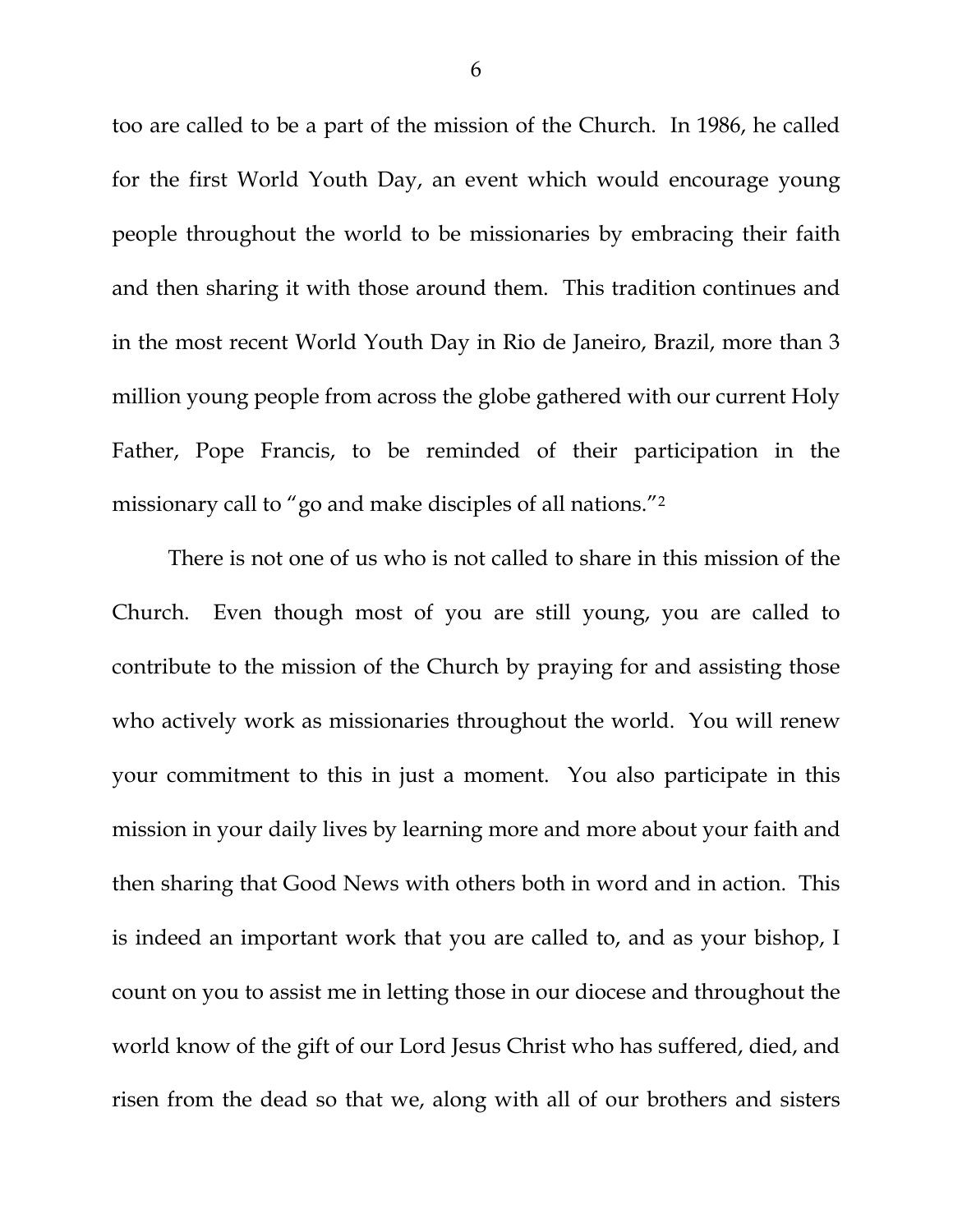too are called to be a part of the mission of the Church. In 1986, he called for the first World Youth Day, an event which would encourage young people throughout the world to be missionaries by embracing their faith and then sharing it with those around them. This tradition continues and in the most recent World Youth Day in Rio de Janeiro, Brazil, more than 3 million young people from across the globe gathered with our current Holy Father, Pope Francis, to be reminded of their participation in the missionary call to "go and make disciples of all nations."[2]

There is not one of us who is not called to share in this mission of the Church. Even though most of you are still young, you are called to contribute to the mission of the Church by praying for and assisting those who actively work as missionaries throughout the world. You will renew your commitment to this in just a moment. You also participate in this mission in your daily lives by learning more and more about your faith and then sharing that Good News with others both in word and in action. This is indeed an important work that you are called to, and as your bishop, I count on you to assist me in letting those in our diocese and throughout the world know of the gift of our Lord Jesus Christ who has suffered, died, and risen from the dead so that we, along with all of our brothers and sisters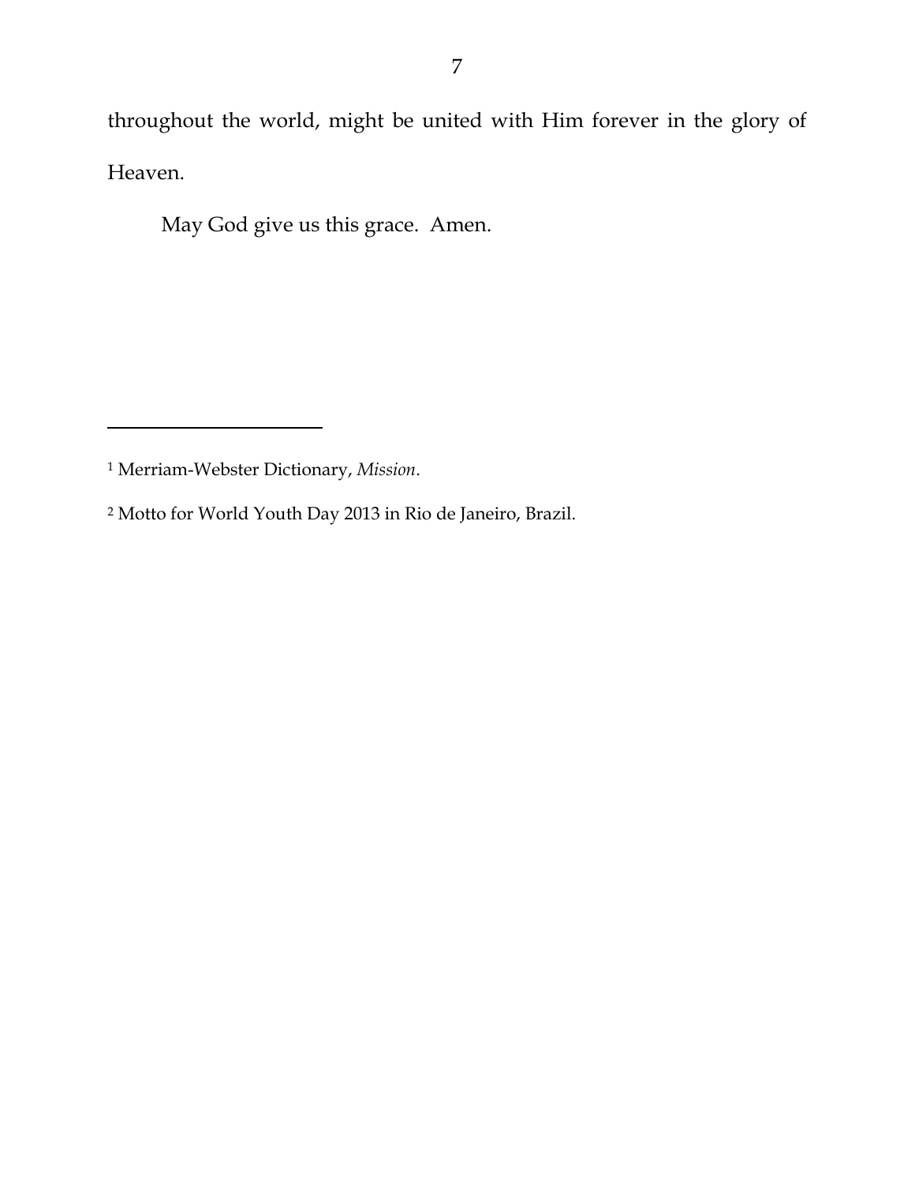throughout the world, might be united with Him forever in the glory of Heaven.

May God give us this grace. Amen.

---

[1] Merriam-Webster Dictionary, *Mission*.

[2] Motto for World Youth Day 2013 in Rio de Janeiro, Brazil.